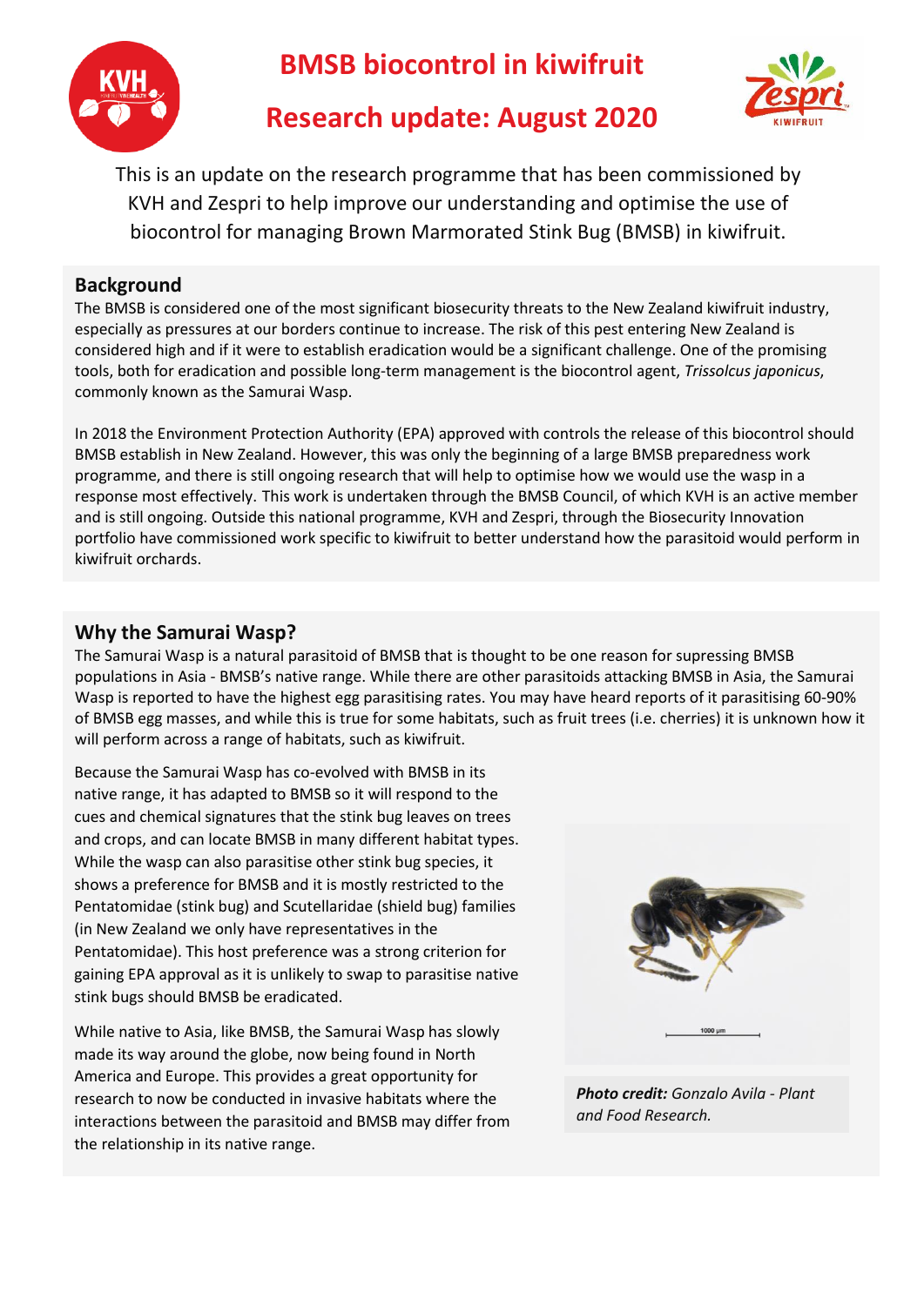# BMSB biocontrol in kiwifruit

## Research update: August 2020

This is an update on the research programme that has been commissioned by KVH and Zespri to help improve our understanding and optimise the use of biocontrol for managing Brown Marmorated Stink Bug (BMSB) in kiwifruit.

## Background

The BMSB is considered one of the most significant biosecurity threats to the New Zealand kiwifruit industry, especially as pressures at our borders continue to increase. The risk of this pest entering New Zealand is considered high and if it were to establish eradication would be a significant challenge. One of the promising tools, both for eradication and possible long-term management is the biocontrol agent, *Trissolcus japonicus*, commonly known as the Samurai Wasp.

In 2018 the Environment Protection Authority (EPA) approved with controls the release of this biocontrol should BMSB establish in New Zealand. However, this was only the beginning of a large BMSB preparedness work programme, and there is still ongoing research that will help to optimise how we would use the wasp in a response most effectively. This work is undertaken through the BMSB Council, of which KVH is an active member and is still ongoing. Outside this national programme, KVH and Zespri, through the Biosecurity Innovation portfolio have commissioned work specific to kiwifruit to better understand how the parasitoid would perform in kiwifruit orchards.

## Why the Samurai Wasp?

The Samurai Wasp is a natural parasitoid of BMSB that is thought to be one reason for supressing BMSB populations in Asia - BMSB's native range. While there are other parasitoids attacking BMSB in Asia, the Samurai Wasp is reported to have the highest egg parasitising rates. You may have heard reports of it parasitising 60-90% of BMSB egg masses, and while this is true for some habitats, such as fruit trees (i.e. cherries) it is unknown how it will perform across a range of habitats, such as kiwifruit.

Because the Samurai Wasp has co-evolved with BMSB in its native range, it has adapted to BMSB so it will respond to the cues and chemical signatures that the stink bug leaves on trees and crops, and can locate BMSB in many different habitat types. While the wasp can also parasitise other stink bug species, it shows a preference for BMSB and it is mostly restricted to the Pentatomidae (stink bug) and Scutellaridae (shield bug) families (in New Zealand we only have representatives in the Pentatomidae). This host preference was a strong criterion for gaining EPA approval as it is unlikely to swap to parasitise native stink bugs should BMSB be eradicated.

While native to Asia, like BMSB, the Samurai Wasp has slowly made its way around the globe, now being found in North America and Europe. This provides a great opportunity for research to now be conducted in invasive habitats where the interactions between the parasitoid and BMSB may differ from the relationship in its native range.

***Photo credit:*** *Gonzalo Avila - Plant and Food Research.*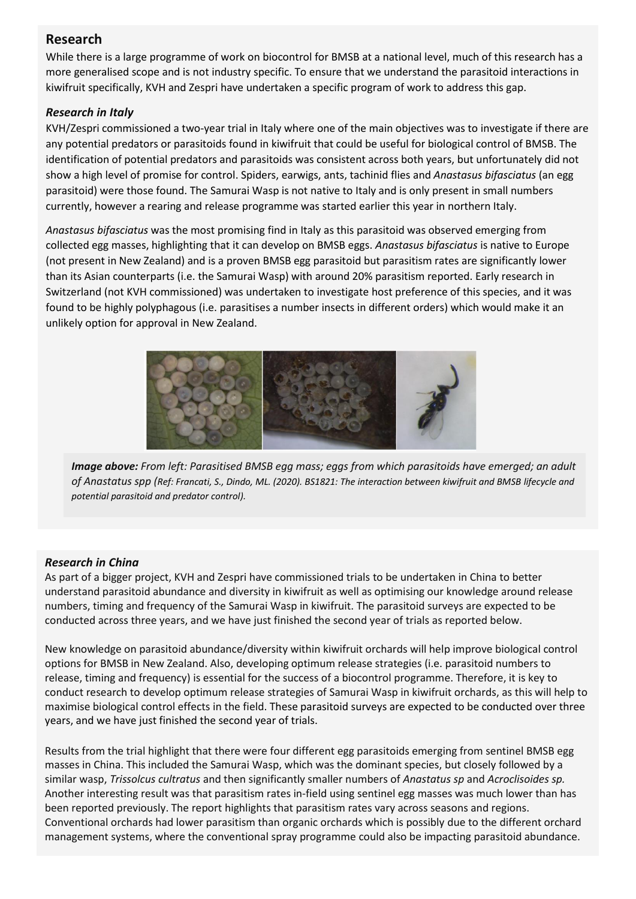## Research

While there is a large programme of work on biocontrol for BMSB at a national level, much of this research has a more generalised scope and is not industry specific. To ensure that we understand the parasitoid interactions in kiwifruit specifically, KVH and Zespri have undertaken a specific program of work to address this gap.

### *Research in Italy*

KVH/Zespri commissioned a two-year trial in Italy where one of the main objectives was to investigate if there are any potential predators or parasitoids found in kiwifruit that could be useful for biological control of BMSB. The identification of potential predators and parasitoids was consistent across both years, but unfortunately did not show a high level of promise for control. Spiders, earwigs, ants, tachinid flies and *Anastasus bifasciatus* (an egg parasitoid) were those found. The Samurai Wasp is not native to Italy and is only present in small numbers currently, however a rearing and release programme was started earlier this year in northern Italy.

*Anastasus bifasciatus* was the most promising find in Italy as this parasitoid was observed emerging from collected egg masses, highlighting that it can develop on BMSB eggs. *Anastasus bifasciatus* is native to Europe (not present in New Zealand) and is a proven BMSB egg parasitoid but parasitism rates are significantly lower than its Asian counterparts (i.e. the Samurai Wasp) with around 20% parasitism reported. Early research in Switzerland (not KVH commissioned) was undertaken to investigate host preference of this species, and it was found to be highly polyphagous (i.e. parasitises a number insects in different orders) which would make it an unlikely option for approval in New Zealand.

***Image above:*** *From left: Parasitised BMSB egg mass; eggs from which parasitoids have emerged; an adult of Anastatus spp (Ref: Francati, S., Dindo, ML. (2020). BS1821: The interaction between kiwifruit and BMSB lifecycle and potential parasitoid and predator control).*

### *Research in China*

As part of a bigger project, KVH and Zespri have commissioned trials to be undertaken in China to better understand parasitoid abundance and diversity in kiwifruit as well as optimising our knowledge around release numbers, timing and frequency of the Samurai Wasp in kiwifruit. The parasitoid surveys are expected to be conducted across three years, and we have just finished the second year of trials as reported below.

New knowledge on parasitoid abundance/diversity within kiwifruit orchards will help improve biological control options for BMSB in New Zealand. Also, developing optimum release strategies (i.e. parasitoid numbers to release, timing and frequency) is essential for the success of a biocontrol programme. Therefore, it is key to conduct research to develop optimum release strategies of Samurai Wasp in kiwifruit orchards, as this will help to maximise biological control effects in the field. These parasitoid surveys are expected to be conducted over three years, and we have just finished the second year of trials.

Results from the trial highlight that there were four different egg parasitoids emerging from sentinel BMSB egg masses in China. This included the Samurai Wasp, which was the dominant species, but closely followed by a similar wasp, *Trissolcus cultratus* and then significantly smaller numbers of *Anastatus sp* and *Acroclisoides sp.* Another interesting result was that parasitism rates in-field using sentinel egg masses was much lower than has been reported previously. The report highlights that parasitism rates vary across seasons and regions. Conventional orchards had lower parasitism than organic orchards which is possibly due to the different orchard management systems, where the conventional spray programme could also be impacting parasitoid abundance.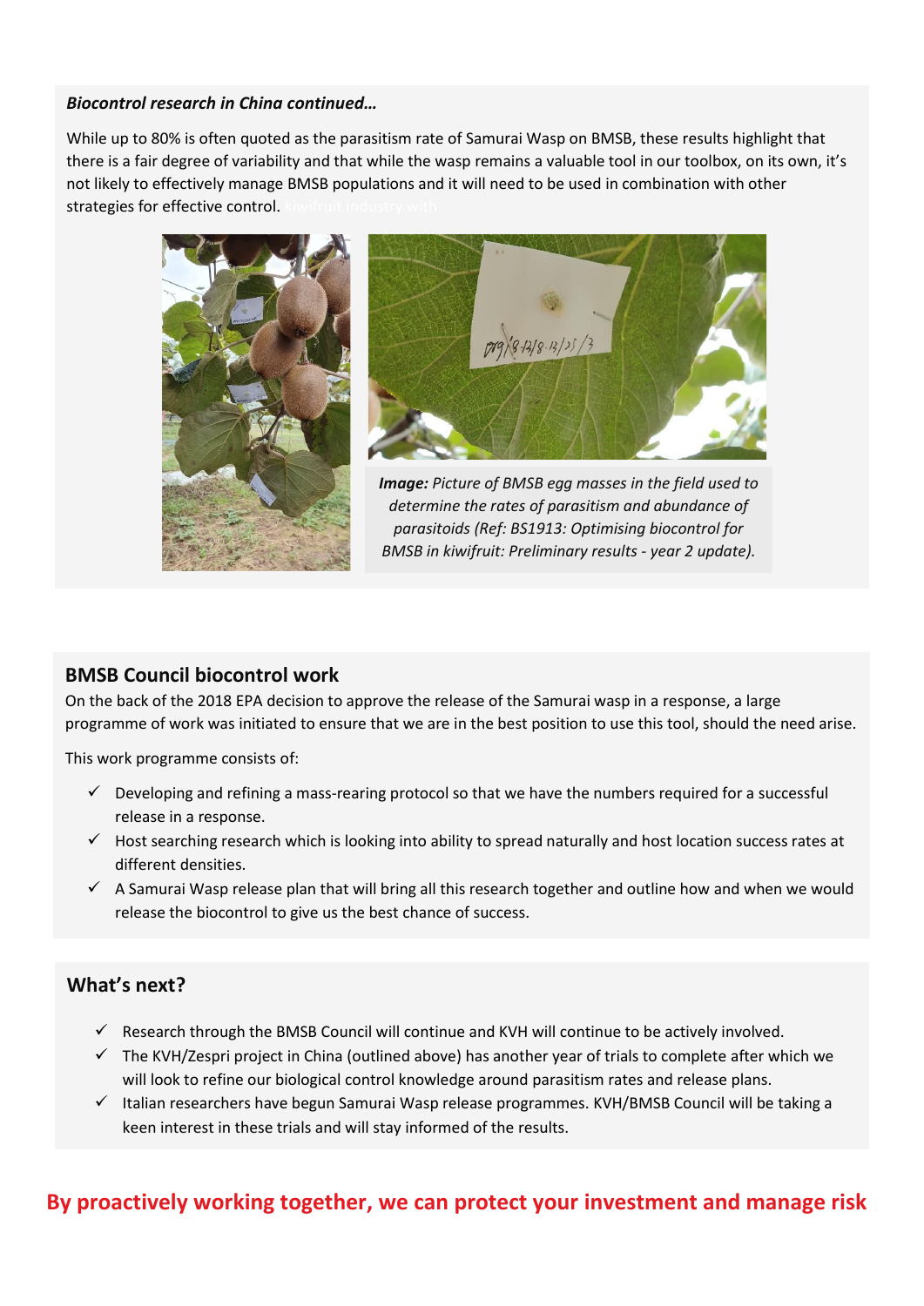***Biocontrol research in China continued…***

While up to 80% is often quoted as the parasitism rate of Samurai Wasp on BMSB, these results highlight that there is a fair degree of variability and that while the wasp remains a valuable tool in our toolbox, on its own, it's not likely to effectively manage BMSB populations and it will need to be used in combination with other strategies for effective control.

***Image:*** *Picture of BMSB egg masses in the field used to determine the rates of parasitism and abundance of parasitoids (Ref: BS1913: Optimising biocontrol for BMSB in kiwifruit: Preliminary results - year 2 update).*

## BMSB Council biocontrol work

On the back of the 2018 EPA decision to approve the release of the Samurai wasp in a response, a large programme of work was initiated to ensure that we are in the best position to use this tool, should the need arise.

This work programme consists of:

- ✓ Developing and refining a mass-rearing protocol so that we have the numbers required for a successful release in a response.
- ✓ Host searching research which is looking into ability to spread naturally and host location success rates at different densities.
- ✓ A Samurai Wasp release plan that will bring all this research together and outline how and when we would release the biocontrol to give us the best chance of success.

## What's next?

- ✓ Research through the BMSB Council will continue and KVH will continue to be actively involved.
- ✓ The KVH/Zespri project in China (outlined above) has another year of trials to complete after which we will look to refine our biological control knowledge around parasitism rates and release plans.
- ✓ Italian researchers have begun Samurai Wasp release programmes. KVH/BMSB Council will be taking a keen interest in these trials and will stay informed of the results.

**By proactively working together, we can protect your investment and manage risk**